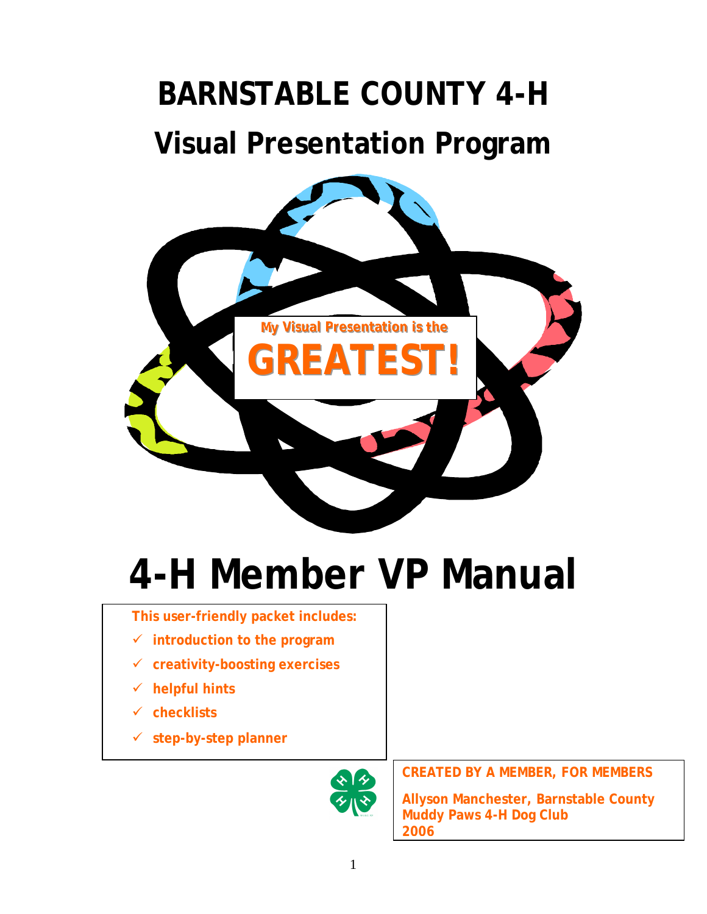# BARNSTABLE COUNTY 4-H

## Visual Presentation Program

My Visual Presentation is the

**GREATEST!**

# 4-H Member VP Manual

**This user-friendly packet includes:**

- ✓ **introduction to the program**
- ✓ **creativity-boosting exercises**
- ✓ **helpful hints**
- ✓ **checklists**
- ✓ **step-by-step planner**

**CREATED BY A MEMBER, FOR MEMBERS**

**Allyson Manchester, Barnstable County Muddy Paws 4-H Dog Club**
**2006**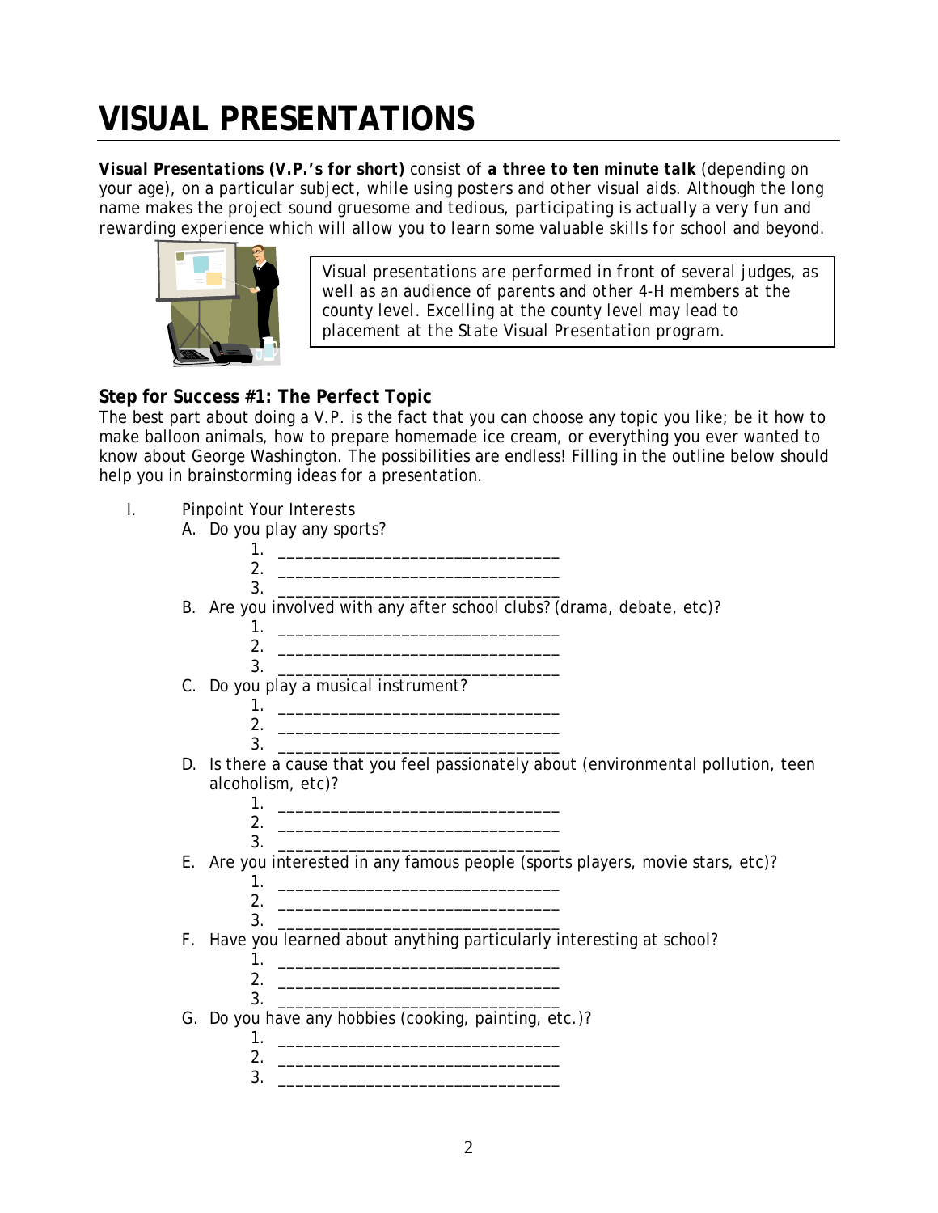# VISUAL PRESENTATIONS

***Visual Presentations (V.P.'s for short)*** consist of ***a three to ten minute talk*** (depending on your age), on a particular subject, while using posters and other visual aids. Although the long name makes the project sound gruesome and tedious, participating is actually a very fun and rewarding experience which will allow you to learn some valuable skills for school and beyond.

> Visual presentations are performed in front of several judges, as well as an audience of parents and other 4-H members at the county level. Excelling at the county level may lead to placement at the State Visual Presentation program.

### Step for Success #1: The Perfect Topic

The best part about doing a V.P. is the fact that you can choose any topic you like; be it how to make balloon animals, how to prepare homemade ice cream, or everything you ever wanted to know about George Washington. The possibilities are endless! Filling in the outline below should help you in brainstorming ideas for a presentation.

I. Pinpoint Your Interests

A. Do you play any sports?
   1. ______________________________
   2. ______________________________
   3. ______________________________

B. Are you involved with any after school clubs? (drama, debate, etc)?
   1. ______________________________
   2. ______________________________
   3. ______________________________

C. Do you play a musical instrument?
   1. ______________________________
   2. ______________________________
   3. ______________________________

D. Is there a cause that you feel passionately about (environmental pollution, teen alcoholism, etc)?
   1. ______________________________
   2. ______________________________
   3. ______________________________

E. Are you interested in any famous people (sports players, movie stars, etc)?
   1. ______________________________
   2. ______________________________
   3. ______________________________

F. Have you learned about anything particularly interesting at school?
   1. ______________________________
   2. ______________________________
   3. ______________________________

G. Do you have any hobbies (cooking, painting, etc.)?
   1. ______________________________
   2. ______________________________
   3. ______________________________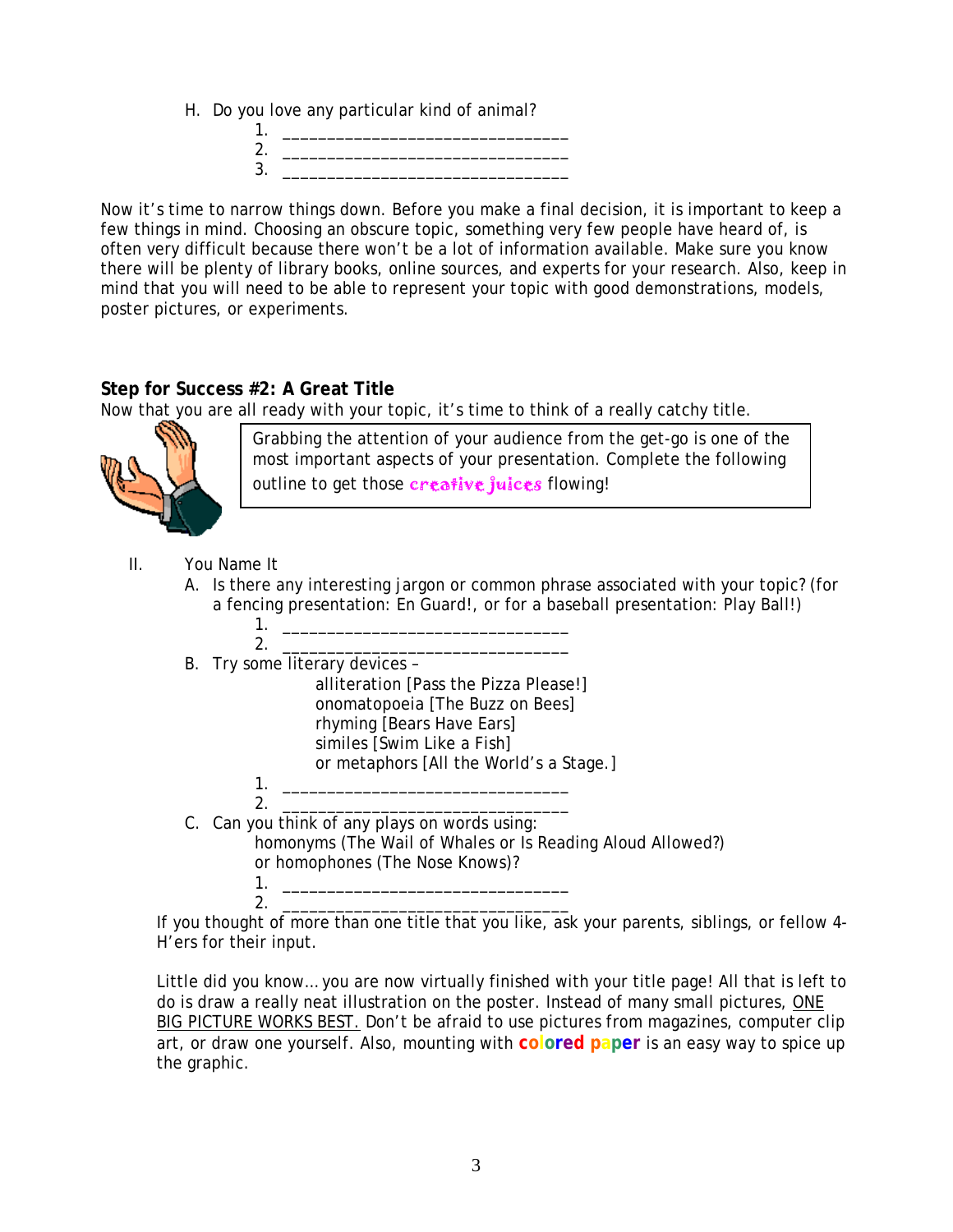H. Do you love any particular kind of animal?
   1. ______________________________
   2. ______________________________
   3. ______________________________

Now it's time to narrow things down. Before you make a final decision, it is important to keep a few things in mind. Choosing an obscure topic, something very few people have heard of, is often very difficult because there won't be a lot of information available. Make sure you know there will be plenty of library books, online sources, and experts for your research. Also, keep in mind that you will need to be able to represent your topic with good demonstrations, models, poster pictures, or experiments.

**Step for Success #2: A Great Title**

Now that you are all ready with your topic, it's time to think of a really catchy title.

Grabbing the attention of your audience from the get-go is one of the most important aspects of your presentation. Complete the following outline to get those creative juices flowing!

II. You Name It

A. Is there any interesting jargon or common phrase associated with your topic? (for a fencing presentation: En Guard!, or for a baseball presentation: Play Ball!)
   1. ______________________________
   2. ______________________________

B. Try some literary devices –
   alliteration [Pass the Pizza Please!]
   onomatopoeia [The Buzz on Bees]
   rhyming [Bears Have Ears]
   similes [Swim Like a Fish]
   or metaphors [All the World's a Stage.]
   1. ______________________________
   2. ______________________________

C. Can you think of any plays on words using:
   homonyms (The Wail of Whales or Is Reading Aloud Allowed?)
   or homophones (The Nose Knows)?
   1. ______________________________
   2. ______________________________

If you thought of more than one title that you like, ask your parents, siblings, or fellow 4-H'ers for their input.

Little did you know… you are now virtually finished with your title page! All that is left to do is draw a really neat illustration on the poster. Instead of many small pictures, ONE BIG PICTURE WORKS BEST. Don't be afraid to use pictures from magazines, computer clip art, or draw one yourself. Also, mounting with **colored paper** is an easy way to spice up the graphic.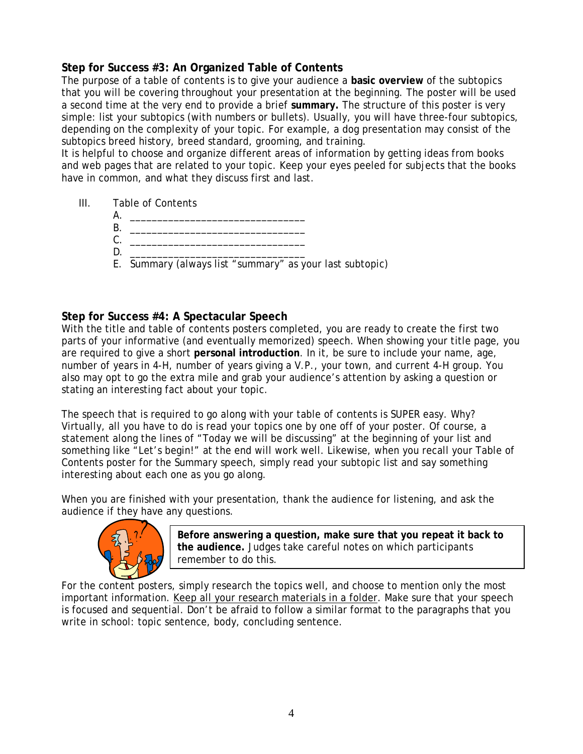### Step for Success #3: An Organized Table of Contents

The purpose of a table of contents is to give your audience a **basic overview** of the subtopics that you will be covering throughout your presentation at the beginning. The poster will be used a second time at the very end to provide a brief **summary.** The structure of this poster is very simple: list your subtopics (with numbers or bullets). Usually, you will have three-four subtopics, depending on the complexity of your topic. For example, a dog presentation may consist of the subtopics breed history, breed standard, grooming, and training.

It is helpful to choose and organize different areas of information by getting ideas from books and web pages that are related to your topic. Keep your eyes peeled for subjects that the books have in common, and what they discuss first and last.

III. Table of Contents

A. _______________________________

B. _______________________________

C. _______________________________

D. _______________________________

E. Summary (always list "summary" as your last subtopic)

### Step for Success #4: A Spectacular Speech

With the title and table of contents posters completed, you are ready to create the first two parts of your informative (and eventually memorized) speech. When showing your title page, you are required to give a short **personal introduction**. In it, be sure to include your name, age, number of years in 4-H, number of years giving a V.P., your town, and current 4-H group. You also may opt to go the extra mile and grab your audience's attention by asking a question or stating an interesting fact about your topic.

The speech that is required to go along with your table of contents is SUPER easy. Why? Virtually, all you have to do is read your topics one by one off of your poster. Of course, a statement along the lines of "Today we will be discussing" at the beginning of your list and something like "Let's begin!" at the end will work well. Likewise, when you recall your Table of Contents poster for the Summary speech, simply read your subtopic list and say something interesting about each one as you go along.

When you are finished with your presentation, thank the audience for listening, and ask the audience if they have any questions.

**Before answering a question, make sure that you repeat it back to the audience.** Judges take careful notes on which participants remember to do this.

For the content posters, simply research the topics well, and choose to mention only the most important information. Keep all your research materials in a folder. Make sure that your speech is focused and sequential. Don't be afraid to follow a similar format to the paragraphs that you write in school: topic sentence, body, concluding sentence.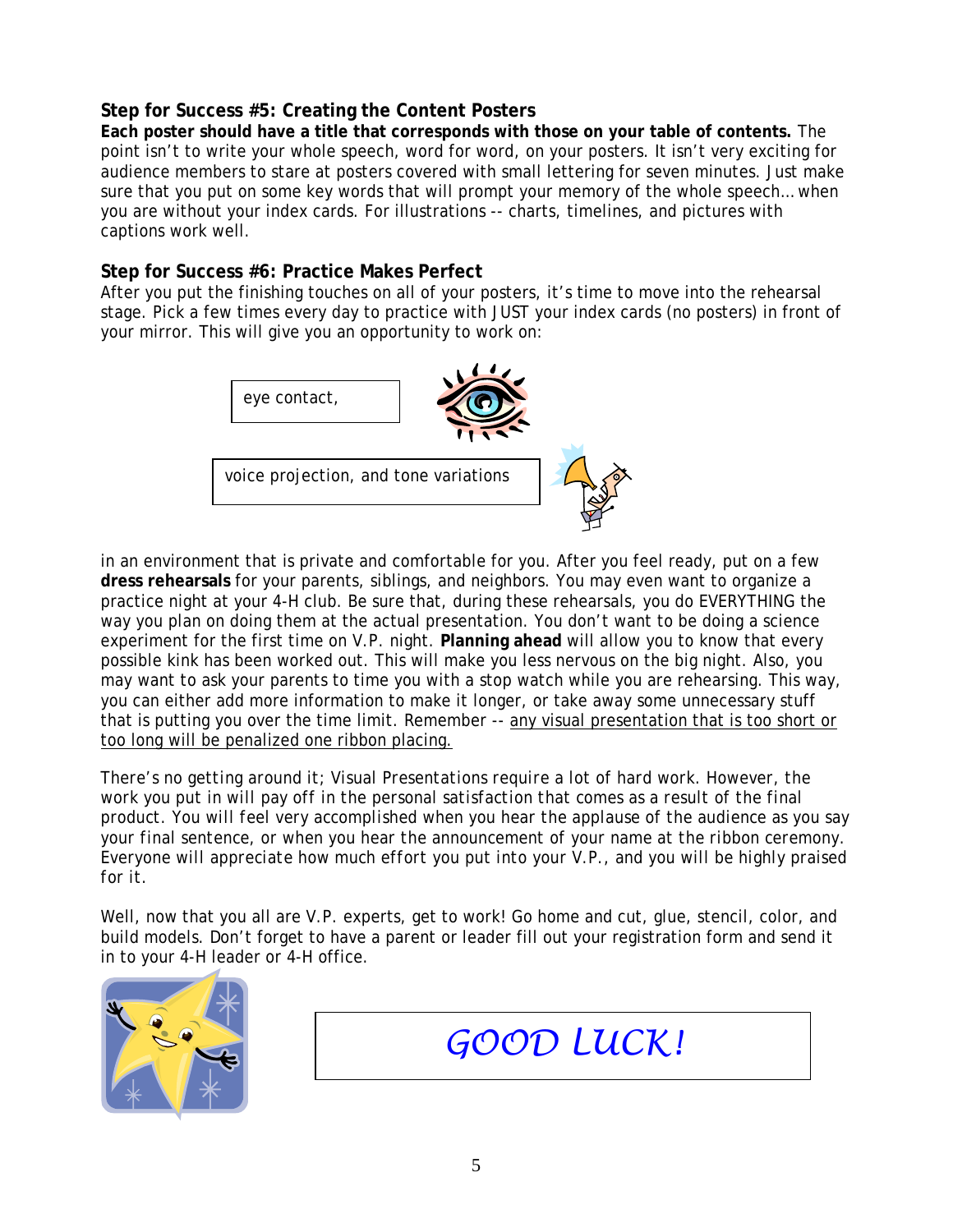### Step for Success #5: Creating the Content Posters

**Each poster should have a title that corresponds with those on your table of contents.** The point isn't to write your whole speech, word for word, on your posters. It isn't very exciting for audience members to stare at posters covered with small lettering for seven minutes. Just make sure that you put on some key words that will prompt your memory of the whole speech… when you are without your index cards. For illustrations -- charts, timelines, and pictures with captions work well.

### Step for Success #6: Practice Makes Perfect

After you put the finishing touches on all of your posters, it's time to move into the rehearsal stage. Pick a few times every day to practice with JUST your index cards (no posters) in front of your mirror. This will give you an opportunity to work on:

eye contact,

voice projection, and tone variations

in an environment that is private and comfortable for you. After you feel ready, put on a few **dress rehearsals** for your parents, siblings, and neighbors. You may even want to organize a practice night at your 4-H club. Be sure that, during these rehearsals, you do EVERYTHING the way you plan on doing them at the actual presentation. You don't want to be doing a science experiment for the first time on V.P. night. **Planning ahead** will allow you to know that every possible kink has been worked out. This will make you less nervous on the big night. Also, you may want to ask your parents to time you with a stop watch while you are rehearsing. This way, you can either add more information to make it longer, or take away some unnecessary stuff that is putting you over the time limit. Remember -- any visual presentation that is too short or too long will be penalized one ribbon placing.

*There's no getting around it; Visual Presentations require a lot of hard work. However, the work you put in will pay off in the personal satisfaction that comes as a result of the final product. You will feel very accomplished when you hear the applause of the audience as you say your final sentence, or when you hear the announcement of your name at the ribbon ceremony. Everyone will appreciate how much effort you put into your V.P., and you will be highly praised for it.*

Well, now that you all are V.P. experts, get to work! Go home and cut, glue, stencil, color, and build models. Don't forget to have a parent or leader fill out your registration form and send it in to your 4-H leader or 4-H office.

*GOOD LUCK!*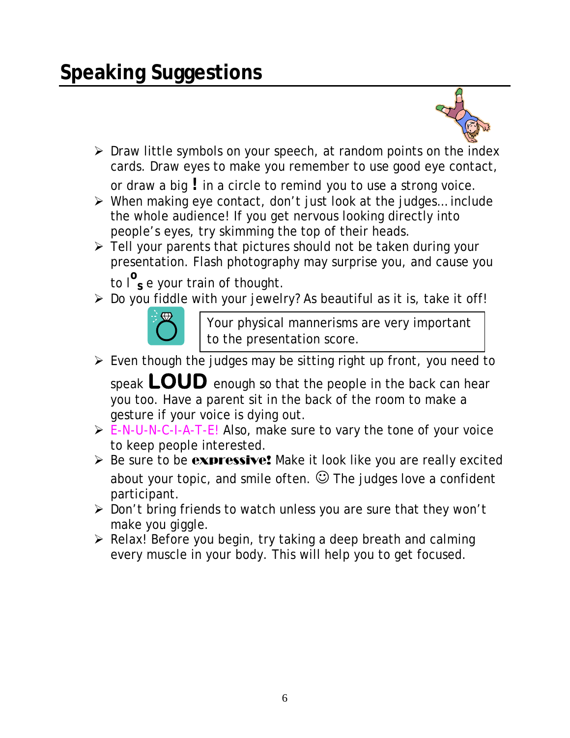# Speaking Suggestions

- Draw little symbols on your speech, at random points on the index cards. Draw eyes to make you remember to use good eye contact, or draw a big **!** in a circle to remind you to use a strong voice.
- When making eye contact, don't just look at the judges… include the whole audience! If you get nervous looking directly into people's eyes, try skimming the top of their heads.
- Tell your parents that pictures should not be taken during your presentation. Flash photography may surprise you, and cause you to lose your train of thought.
- Do you fiddle with your jewelry? As beautiful as it is, take it off!

> Your physical mannerisms are very important to the presentation score.

- Even though the judges may be sitting right up front, you need to speak **LOUD** enough so that the people in the back can hear you too. Have a parent sit in the back of the room to make a gesture if your voice is dying out.
- E-N-U-N-C-I-A-T-E! Also, make sure to vary the tone of your voice to keep people interested.
- Be sure to be **expressive!** Make it look like you are really excited about your topic, and smile often. ☺ The judges love a confident participant.
- Don't bring friends to watch unless you are sure that they won't make you giggle.
- Relax! Before you begin, try taking a deep breath and calming every muscle in your body. This will help you to get focused.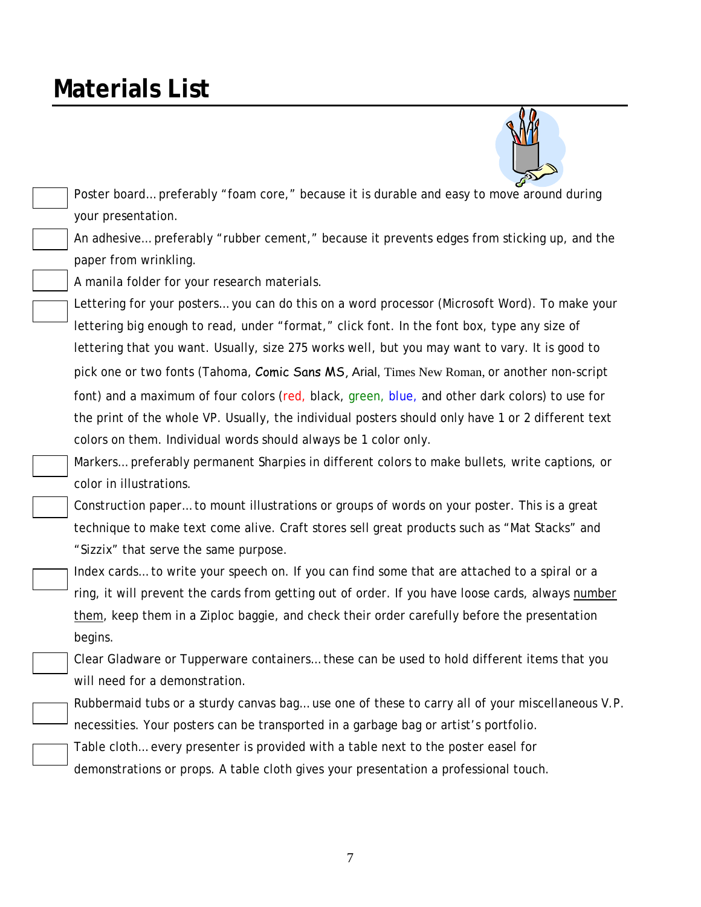# Materials List

- [ ] Poster board… preferably "foam core," because it is durable and easy to move around during your presentation.
- [ ] An adhesive… preferably "rubber cement," because it prevents edges from sticking up, and the paper from wrinkling.
- [ ] A manila folder for your research materials.
- [ ] Lettering for your posters… you can do this on a word processor (Microsoft Word). To make your lettering big enough to read, under "format," click font. In the font box, type any size of lettering that you want. Usually, size 275 works well, but you may want to vary. It is good to pick one or two fonts (Tahoma, Comic Sans MS, Arial, Times New Roman, or another non-script font) and a maximum of four colors (red, black, green, blue, and other dark colors) to use for the print of the whole VP. Usually, the individual posters should only have 1 or 2 different text colors on them. Individual words should always be 1 color only.
- [ ] Markers… preferably permanent Sharpies in different colors to make bullets, write captions, or color in illustrations.
- [ ] Construction paper… to mount illustrations or groups of words on your poster. This is a great technique to make text come alive. Craft stores sell great products such as "Mat Stacks" and "Sizzix" that serve the same purpose.
- [ ] Index cards… to write your speech on. If you can find some that are attached to a spiral or a ring, it will prevent the cards from getting out of order. If you have loose cards, always <u>number them</u>, keep them in a Ziploc baggie, and check their order carefully before the presentation begins.
- [ ] Clear Gladware or Tupperware containers… these can be used to hold different items that you will need for a demonstration.
- [ ] Rubbermaid tubs or a sturdy canvas bag… use one of these to carry all of your miscellaneous V.P. necessities. Your posters can be transported in a garbage bag or artist's portfolio.
- [ ] Table cloth… every presenter is provided with a table next to the poster easel for demonstrations or props. A table cloth gives your presentation a professional touch.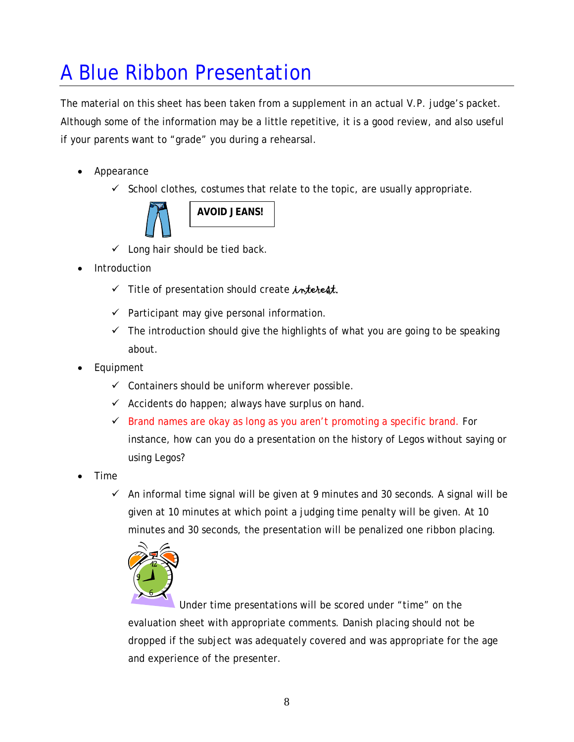# A Blue Ribbon Presentation

The material on this sheet has been taken from a supplement in an actual V.P. judge's packet. Although some of the information may be a little repetitive, it is a good review, and also useful if your parents want to "grade" you during a rehearsal.

- Appearance
  - ✓ School clothes, costumes that relate to the topic, are usually appropriate.

    **AVOID JEANS!**

  - ✓ Long hair should be tied back.
- Introduction
  - ✓ Title of presentation should create *interest.*
  - ✓ Participant may give personal information.
  - ✓ The introduction should give the highlights of what you are going to be speaking about.
- Equipment
  - ✓ Containers should be uniform wherever possible.
  - ✓ Accidents do happen; always have surplus on hand.
  - ✓ Brand names are okay as long as you aren't promoting a specific brand. For instance, how can you do a presentation on the history of Legos without saying or using Legos?
- Time
  - ✓ An informal time signal will be given at 9 minutes and 30 seconds. A signal will be given at 10 minutes at which point a judging time penalty will be given. At 10 minutes and 30 seconds, the presentation will be penalized one ribbon placing.

    Under time presentations will be scored under "time" on the evaluation sheet with appropriate comments. Danish placing should not be dropped if the subject was adequately covered and was appropriate for the age and experience of the presenter.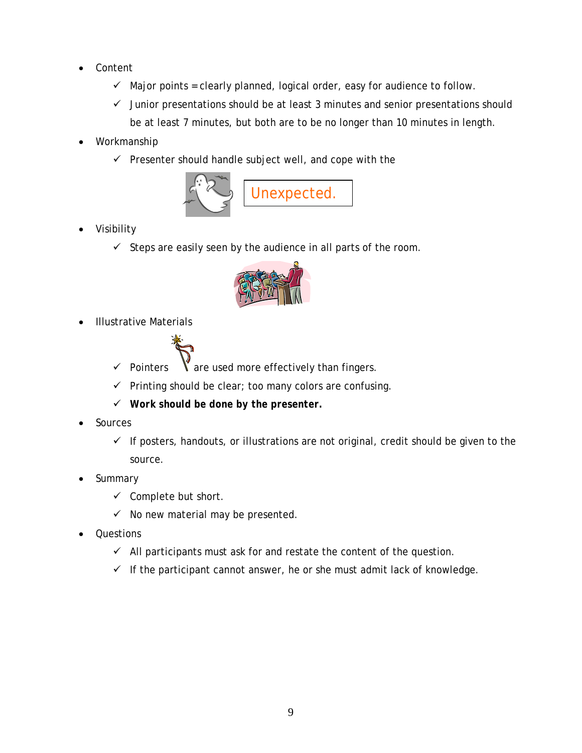- Content
  - ✓ Major points = clearly planned, logical order, easy for audience to follow.
  - ✓ Junior presentations should be at least 3 minutes and senior presentations should be at least 7 minutes, but both are to be no longer than 10 minutes in length.
- Workmanship
  - ✓ Presenter should handle subject well, and cope with the

    Unexpected.
- Visibility
  - ✓ Steps are easily seen by the audience in all parts of the room.
- Illustrative Materials
  - ✓ Pointers are used more effectively than fingers.
  - ✓ Printing should be clear; too many colors are confusing.
  - ✓ **Work should be done by the presenter.**
- Sources
  - ✓ If posters, handouts, or illustrations are not original, credit should be given to the source.
- Summary
  - ✓ Complete but short.
  - ✓ No new material may be presented.
- Questions
  - ✓ All participants must ask for and restate the content of the question.
  - ✓ If the participant cannot answer, he or she must admit lack of knowledge.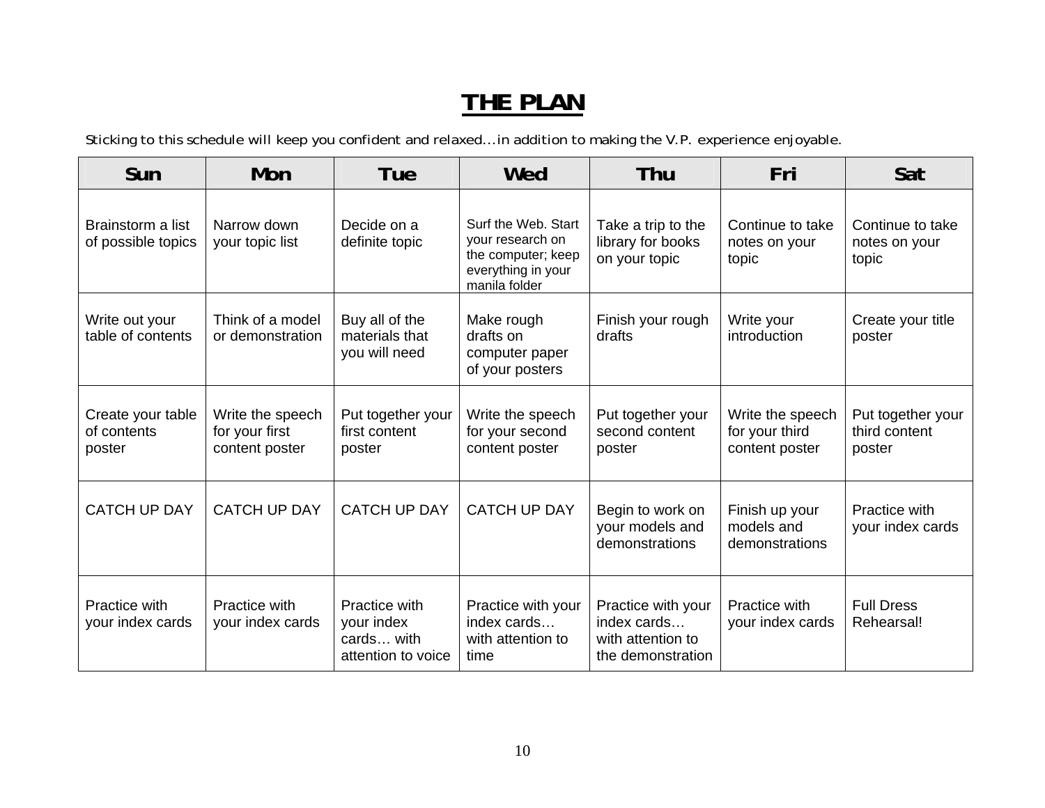# THE PLAN

Sticking to this schedule will keep you confident and relaxed…in addition to making the V.P. experience enjoyable.

| Sun | Mon | Tue | Wed | Thu | Fri | Sat |
|---|---|---|---|---|---|---|
| Brainstorm a list of possible topics | Narrow down your topic list | Decide on a definite topic | Surf the Web. Start your research on the computer; keep everything in your manila folder | Take a trip to the library for books on your topic | Continue to take notes on your topic | Continue to take notes on your topic |
| Write out your table of contents | Think of a model or demonstration | Buy all of the materials that you will need | Make rough drafts on computer paper of your posters | Finish your rough drafts | Write your introduction | Create your title poster |
| Create your table of contents poster | Write the speech for your first content poster | Put together your first content poster | Write the speech for your second content poster | Put together your second content poster | Write the speech for your third content poster | Put together your third content poster |
| CATCH UP DAY | CATCH UP DAY | CATCH UP DAY | CATCH UP DAY | Begin to work on your models and demonstrations | Finish up your models and demonstrations | Practice with your index cards |
| Practice with your index cards | Practice with your index cards | Practice with your index cards… with attention to voice | Practice with your index cards… with attention to time | Practice with your index cards… with attention to the demonstration | Practice with your index cards | Full Dress Rehearsal! |